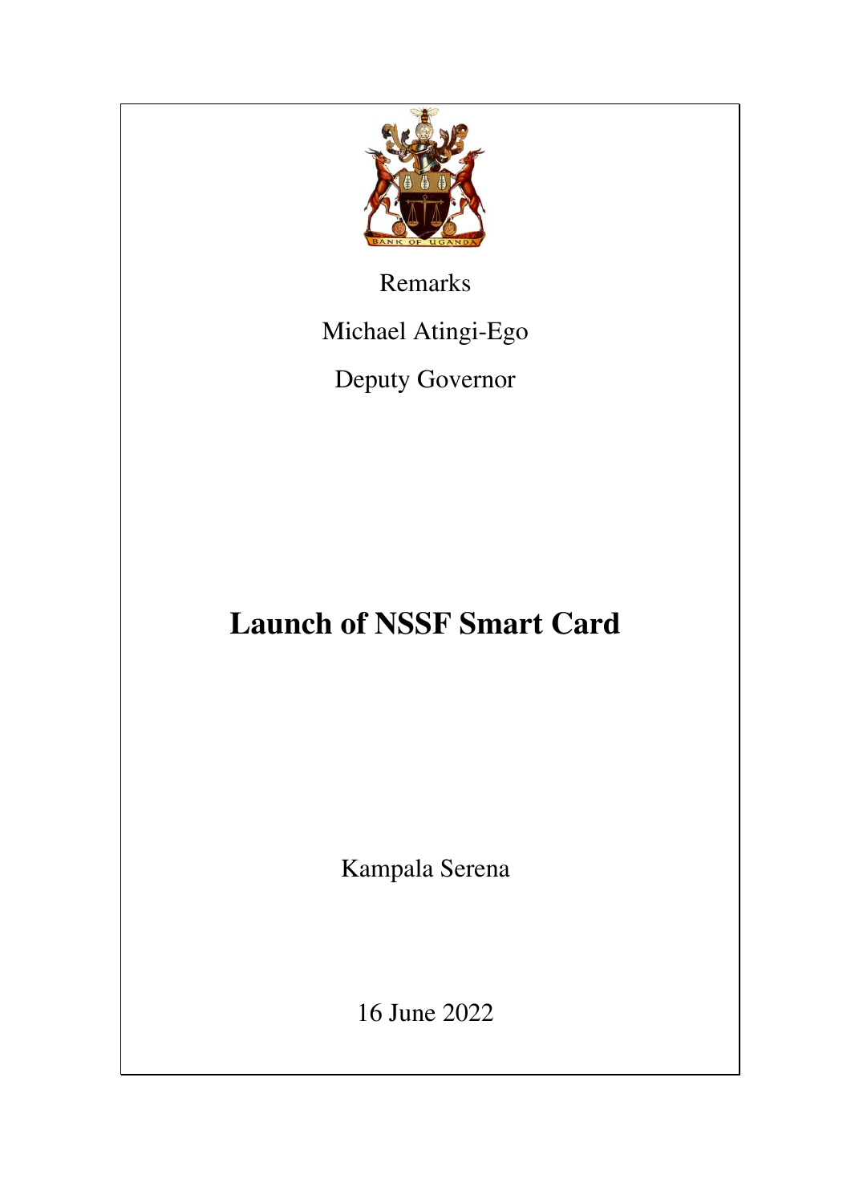Remarks

Michael Atingi-Ego

Deputy Governor

# Launch of NSSF Smart Card

Kampala Serena

16 June 2022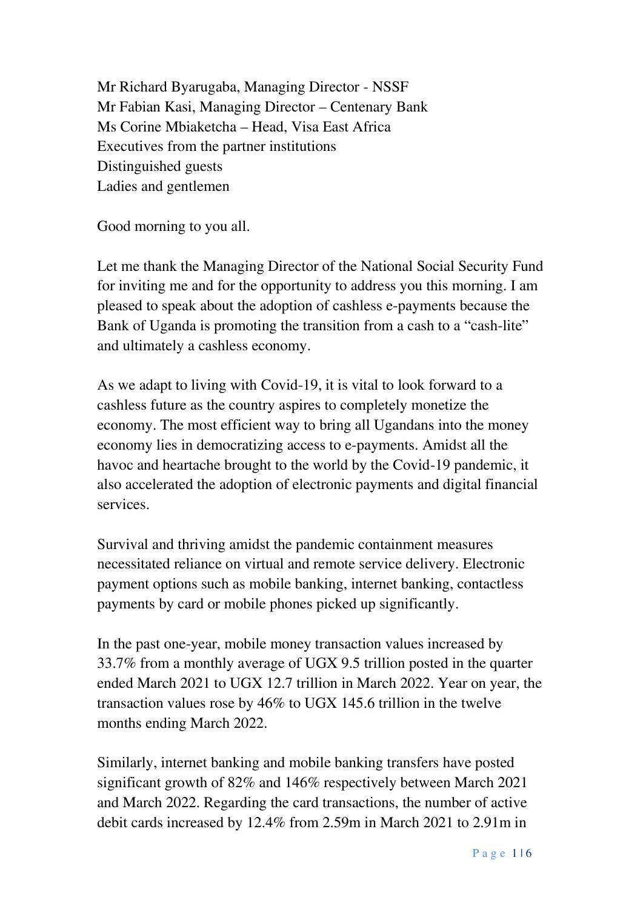Mr Richard Byarugaba, Managing Director - NSSF
Mr Fabian Kasi, Managing Director – Centenary Bank
Ms Corine Mbiaketcha – Head, Visa East Africa
Executives from the partner institutions
Distinguished guests
Ladies and gentlemen

Good morning to you all.

Let me thank the Managing Director of the National Social Security Fund for inviting me and for the opportunity to address you this morning. I am pleased to speak about the adoption of cashless e-payments because the Bank of Uganda is promoting the transition from a cash to a "cash-lite" and ultimately a cashless economy.

As we adapt to living with Covid-19, it is vital to look forward to a cashless future as the country aspires to completely monetize the economy. The most efficient way to bring all Ugandans into the money economy lies in democratizing access to e-payments. Amidst all the havoc and heartache brought to the world by the Covid-19 pandemic, it also accelerated the adoption of electronic payments and digital financial services.

Survival and thriving amidst the pandemic containment measures necessitated reliance on virtual and remote service delivery. Electronic payment options such as mobile banking, internet banking, contactless payments by card or mobile phones picked up significantly.

In the past one-year, mobile money transaction values increased by 33.7% from a monthly average of UGX 9.5 trillion posted in the quarter ended March 2021 to UGX 12.7 trillion in March 2022. Year on year, the transaction values rose by 46% to UGX 145.6 trillion in the twelve months ending March 2022.

Similarly, internet banking and mobile banking transfers have posted significant growth of 82% and 146% respectively between March 2021 and March 2022. Regarding the card transactions, the number of active debit cards increased by 12.4% from 2.59m in March 2021 to 2.91m in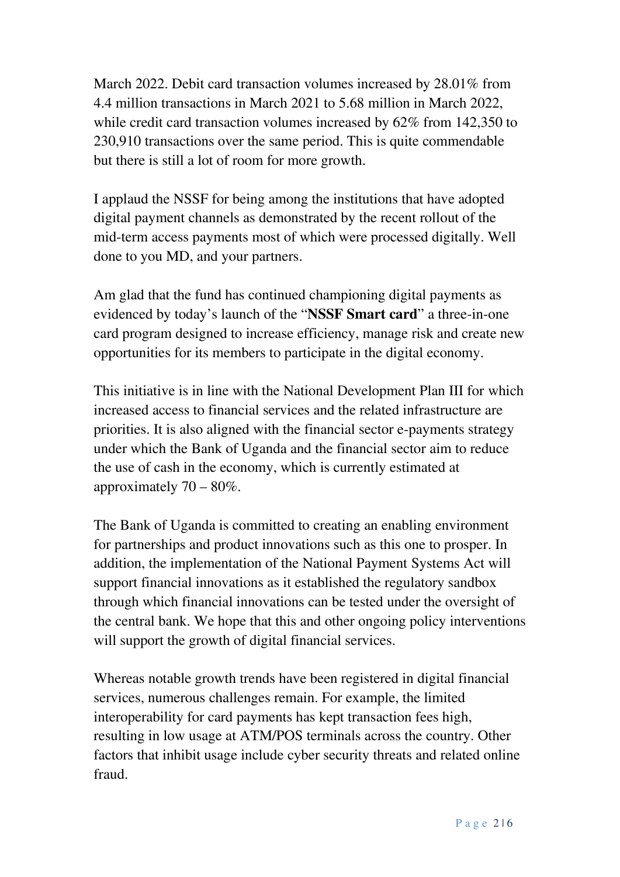March 2022. Debit card transaction volumes increased by 28.01% from 4.4 million transactions in March 2021 to 5.68 million in March 2022, while credit card transaction volumes increased by 62% from 142,350 to 230,910 transactions over the same period. This is quite commendable but there is still a lot of room for more growth.

I applaud the NSSF for being among the institutions that have adopted digital payment channels as demonstrated by the recent rollout of the mid-term access payments most of which were processed digitally. Well done to you MD, and your partners.

Am glad that the fund has continued championing digital payments as evidenced by today's launch of the "**NSSF Smart card**" a three-in-one card program designed to increase efficiency, manage risk and create new opportunities for its members to participate in the digital economy.

This initiative is in line with the National Development Plan III for which increased access to financial services and the related infrastructure are priorities. It is also aligned with the financial sector e-payments strategy under which the Bank of Uganda and the financial sector aim to reduce the use of cash in the economy, which is currently estimated at approximately 70 – 80%.

The Bank of Uganda is committed to creating an enabling environment for partnerships and product innovations such as this one to prosper. In addition, the implementation of the National Payment Systems Act will support financial innovations as it established the regulatory sandbox through which financial innovations can be tested under the oversight of the central bank. We hope that this and other ongoing policy interventions will support the growth of digital financial services.

Whereas notable growth trends have been registered in digital financial services, numerous challenges remain. For example, the limited interoperability for card payments has kept transaction fees high, resulting in low usage at ATM/POS terminals across the country. Other factors that inhibit usage include cyber security threats and related online fraud.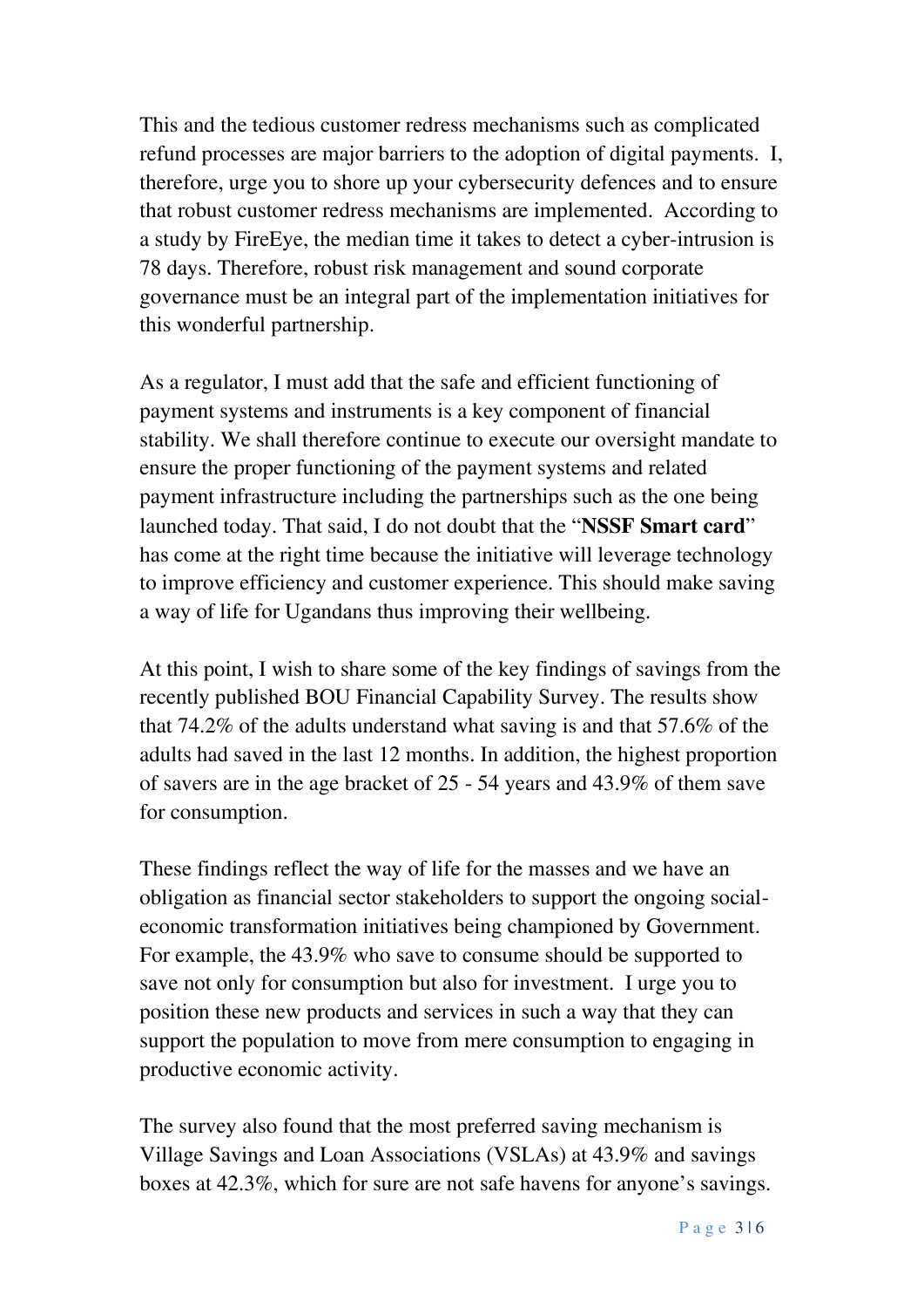This and the tedious customer redress mechanisms such as complicated refund processes are major barriers to the adoption of digital payments. I, therefore, urge you to shore up your cybersecurity defences and to ensure that robust customer redress mechanisms are implemented. According to a study by FireEye, the median time it takes to detect a cyber-intrusion is 78 days. Therefore, robust risk management and sound corporate governance must be an integral part of the implementation initiatives for this wonderful partnership.

As a regulator, I must add that the safe and efficient functioning of payment systems and instruments is a key component of financial stability. We shall therefore continue to execute our oversight mandate to ensure the proper functioning of the payment systems and related payment infrastructure including the partnerships such as the one being launched today. That said, I do not doubt that the "**NSSF Smart card**" has come at the right time because the initiative will leverage technology to improve efficiency and customer experience. This should make saving a way of life for Ugandans thus improving their wellbeing.

At this point, I wish to share some of the key findings of savings from the recently published BOU Financial Capability Survey. The results show that 74.2% of the adults understand what saving is and that 57.6% of the adults had saved in the last 12 months. In addition, the highest proportion of savers are in the age bracket of 25 - 54 years and 43.9% of them save for consumption.

These findings reflect the way of life for the masses and we have an obligation as financial sector stakeholders to support the ongoing social-economic transformation initiatives being championed by Government. For example, the 43.9% who save to consume should be supported to save not only for consumption but also for investment. I urge you to position these new products and services in such a way that they can support the population to move from mere consumption to engaging in productive economic activity.

The survey also found that the most preferred saving mechanism is Village Savings and Loan Associations (VSLAs) at 43.9% and savings boxes at 42.3%, which for sure are not safe havens for anyone's savings.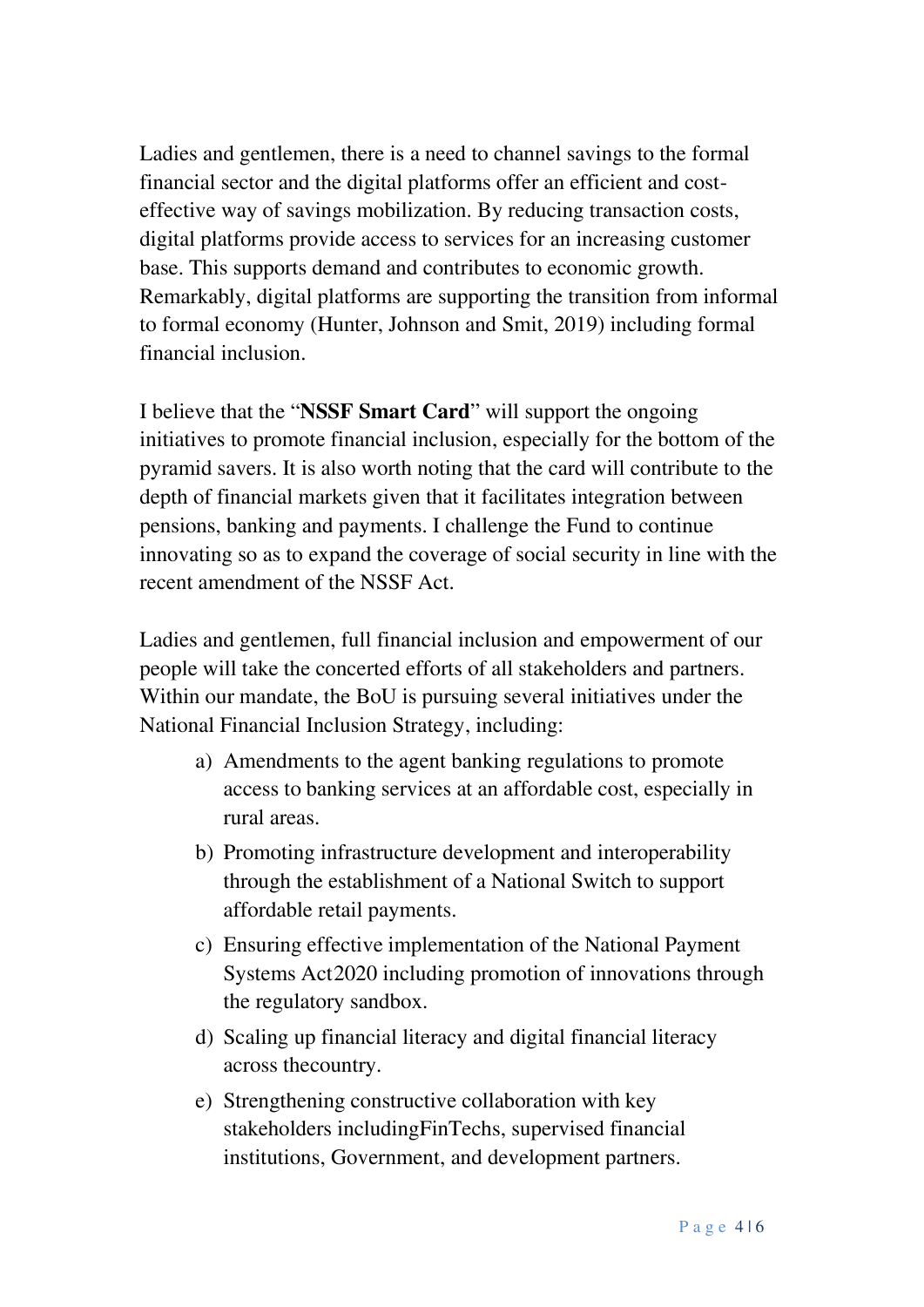Ladies and gentlemen, there is a need to channel savings to the formal financial sector and the digital platforms offer an efficient and cost-effective way of savings mobilization. By reducing transaction costs, digital platforms provide access to services for an increasing customer base. This supports demand and contributes to economic growth. Remarkably, digital platforms are supporting the transition from informal to formal economy (Hunter, Johnson and Smit, 2019) including formal financial inclusion.

I believe that the "**NSSF Smart Card**" will support the ongoing initiatives to promote financial inclusion, especially for the bottom of the pyramid savers. It is also worth noting that the card will contribute to the depth of financial markets given that it facilitates integration between pensions, banking and payments. I challenge the Fund to continue innovating so as to expand the coverage of social security in line with the recent amendment of the NSSF Act.

Ladies and gentlemen, full financial inclusion and empowerment of our people will take the concerted efforts of all stakeholders and partners. Within our mandate, the BoU is pursuing several initiatives under the National Financial Inclusion Strategy, including:

a) Amendments to the agent banking regulations to promote access to banking services at an affordable cost, especially in rural areas.
b) Promoting infrastructure development and interoperability through the establishment of a National Switch to support affordable retail payments.
c) Ensuring effective implementation of the National Payment Systems Act2020 including promotion of innovations through the regulatory sandbox.
d) Scaling up financial literacy and digital financial literacy across thecountry.
e) Strengthening constructive collaboration with key stakeholders includingFinTechs, supervised financial institutions, Government, and development partners.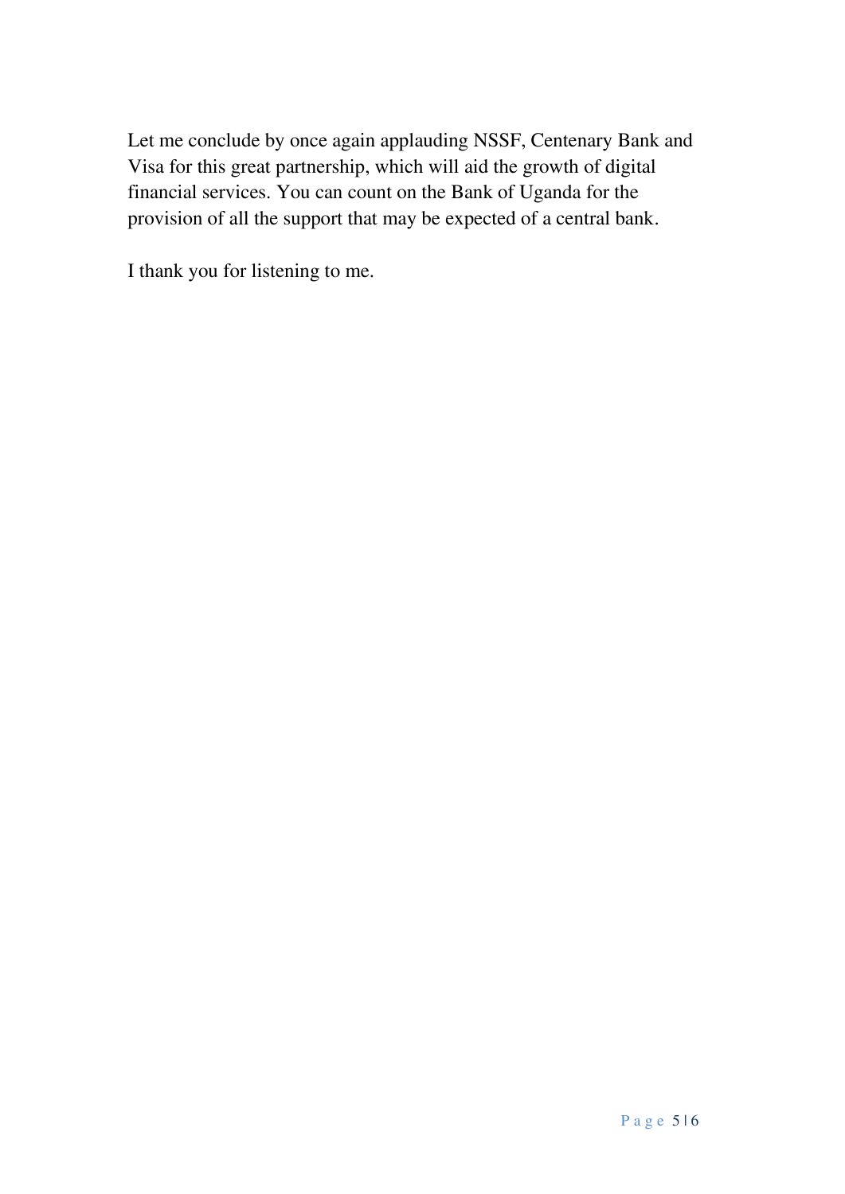Let me conclude by once again applauding NSSF, Centenary Bank and Visa for this great partnership, which will aid the growth of digital financial services. You can count on the Bank of Uganda for the provision of all the support that may be expected of a central bank.

I thank you for listening to me.